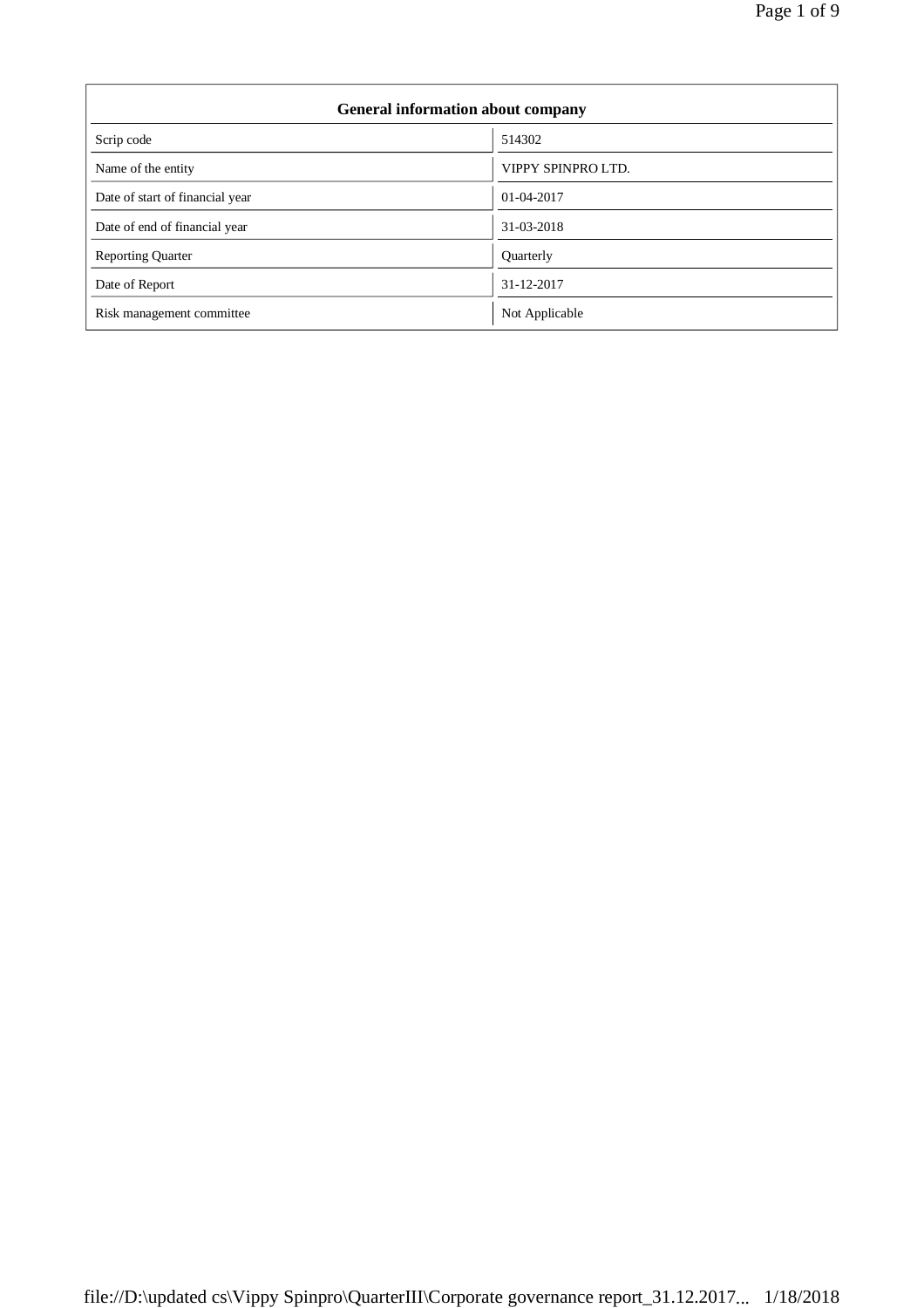| General information about company | |
|---|---|
| Scrip code | 514302 |
| Name of the entity | VIPPY SPINPRO LTD. |
| Date of start of financial year | 01-04-2017 |
| Date of end of financial year | 31-03-2018 |
| Reporting Quarter | Quarterly |
| Date of Report | 31-12-2017 |
| Risk management committee | Not Applicable |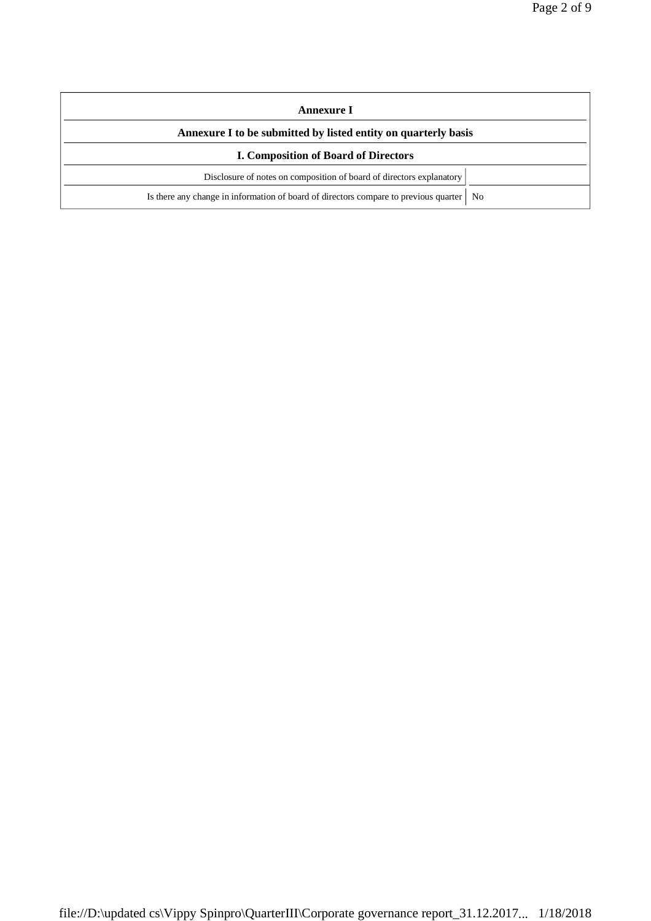## Annexure I

### Annexure I to be submitted by listed entity on quarterly basis

### I. Composition of Board of Directors

| | |
|---|---|
| Disclosure of notes on composition of board of directors explanatory | |
| Is there any change in information of board of directors compare to previous quarter | No |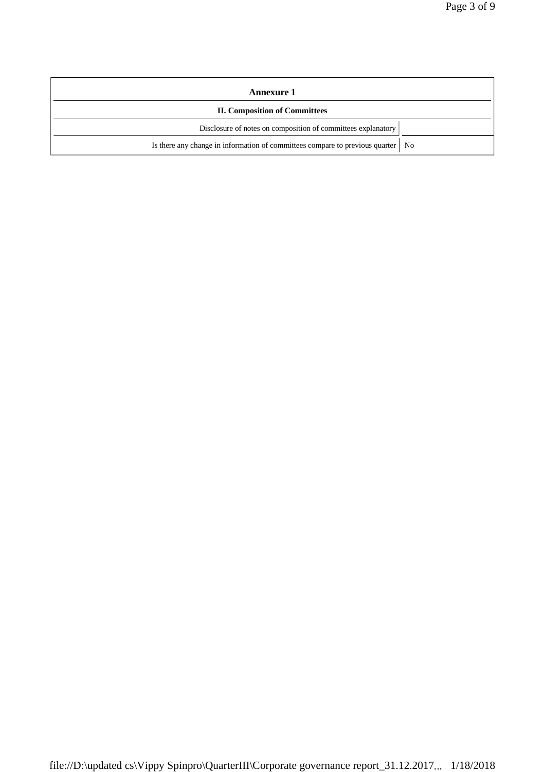## Annexure 1

### II. Composition of Committees

| | |
|---|---|
| Disclosure of notes on composition of committees explanatory | |
| Is there any change in information of committees compare to previous quarter | No |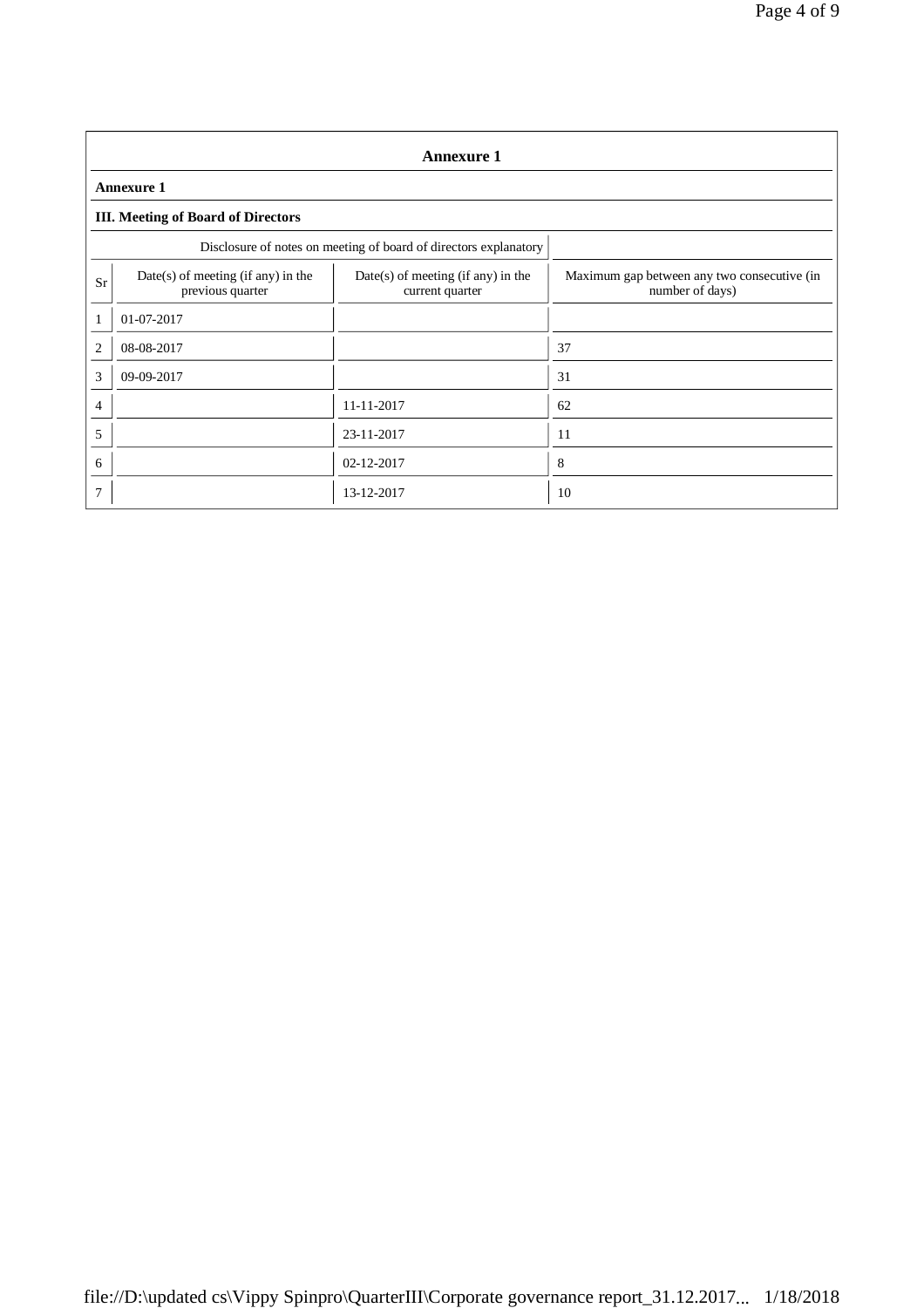## Annexure 1

**Annexure 1**

**III. Meeting of Board of Directors**

| Disclosure of notes on meeting of board of directors explanatory | | | |
|---|---|---|---|
| Sr | Date(s) of meeting (if any) in the previous quarter | Date(s) of meeting (if any) in the current quarter | Maximum gap between any two consecutive (in number of days) |
| 1 | 01-07-2017 | | |
| 2 | 08-08-2017 | | 37 |
| 3 | 09-09-2017 | | 31 |
| 4 | | 11-11-2017 | 62 |
| 5 | | 23-11-2017 | 11 |
| 6 | | 02-12-2017 | 8 |
| 7 | | 13-12-2017 | 10 |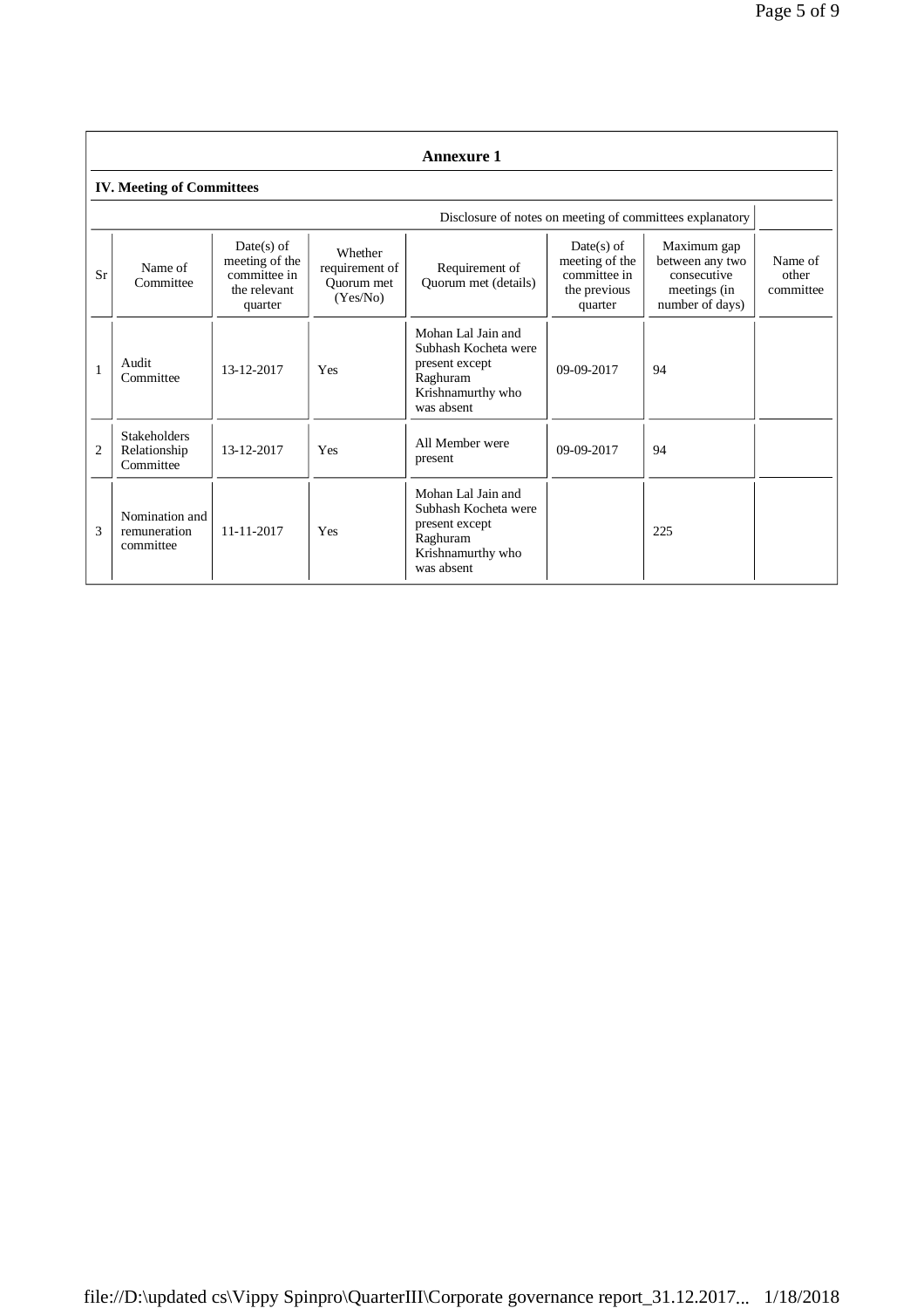## Annexure 1

### IV. Meeting of Committees

Disclosure of notes on meeting of committees explanatory

| Sr | Name of Committee | Date(s) of meeting of the committee in the relevant quarter | Whether requirement of Quorum met (Yes/No) | Requirement of Quorum met (details) | Date(s) of meeting of the committee in the previous quarter | Maximum gap between any two consecutive meetings (in number of days) | Name of other committee |
|---|---|---|---|---|---|---|---|
| 1 | Audit Committee | 13-12-2017 | Yes | Mohan Lal Jain and Subhash Kocheta were present except Raghuram Krishnamurthy who was absent | 09-09-2017 | 94 | |
| 2 | Stakeholders Relationship Committee | 13-12-2017 | Yes | All Member were present | 09-09-2017 | 94 | |
| 3 | Nomination and remuneration committee | 11-11-2017 | Yes | Mohan Lal Jain and Subhash Kocheta were present except Raghuram Krishnamurthy who was absent | | 225 | |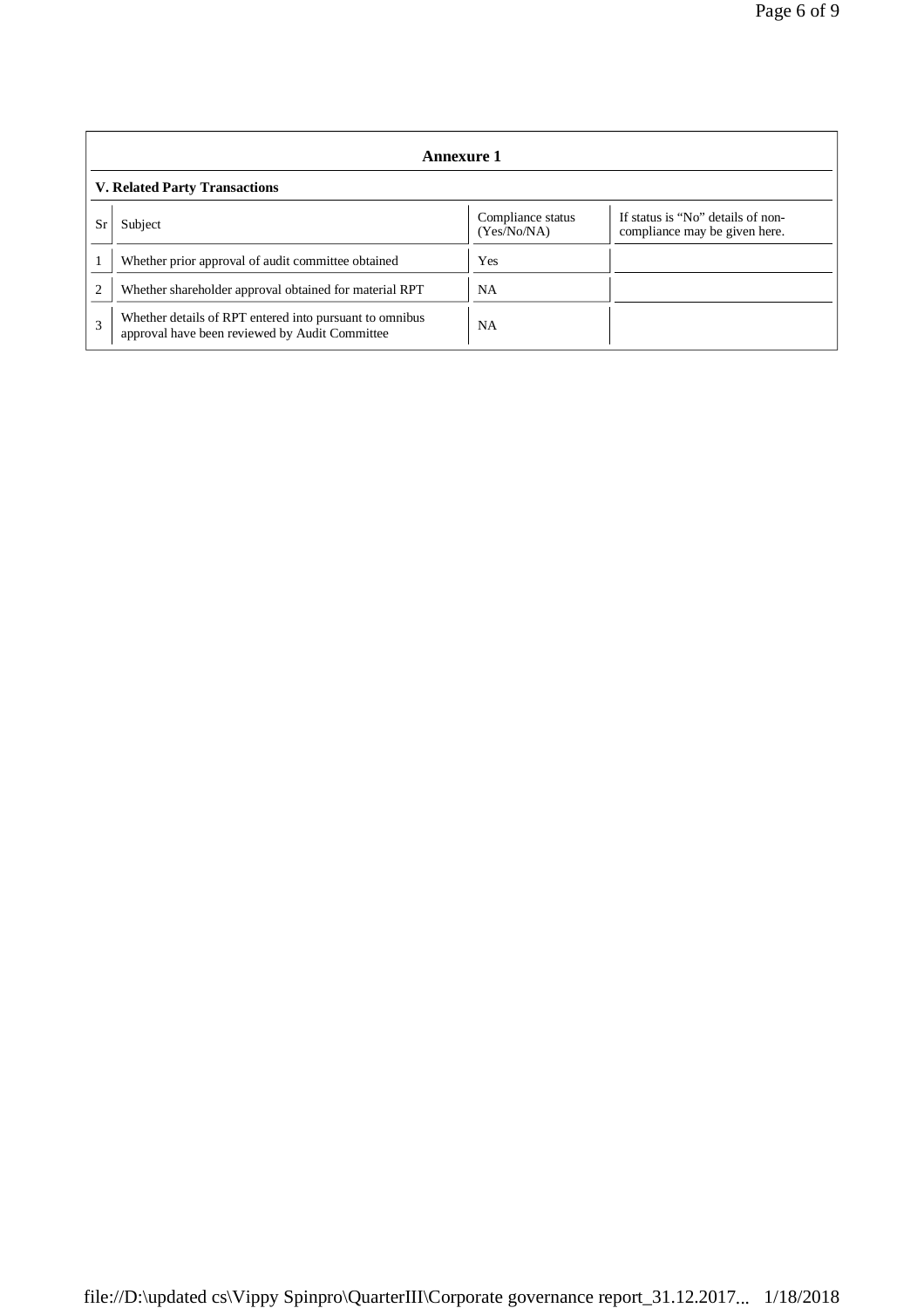## Annexure 1

### V. Related Party Transactions

| Sr | Subject | Compliance status (Yes/No/NA) | If status is "No" details of non-compliance may be given here. |
|---|---|---|---|
| 1 | Whether prior approval of audit committee obtained | Yes | |
| 2 | Whether shareholder approval obtained for material RPT | NA | |
| 3 | Whether details of RPT entered into pursuant to omnibus approval have been reviewed by Audit Committee | NA | |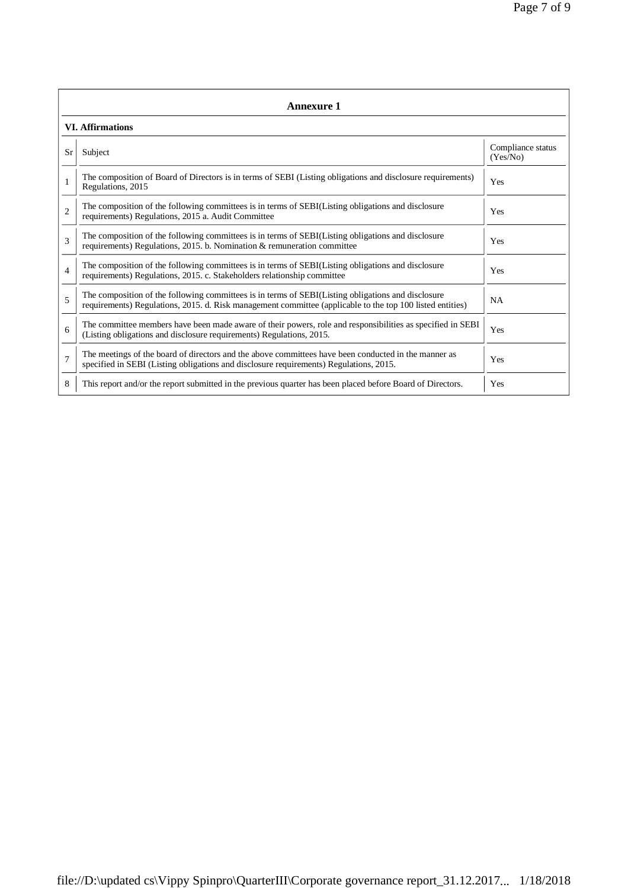## Annexure 1

### VI. Affirmations

| Sr | Subject | Compliance status (Yes/No) |
|---|---|---|
| 1 | The composition of Board of Directors is in terms of SEBI (Listing obligations and disclosure requirements) Regulations, 2015 | Yes |
| 2 | The composition of the following committees is in terms of SEBI(Listing obligations and disclosure requirements) Regulations, 2015 a. Audit Committee | Yes |
| 3 | The composition of the following committees is in terms of SEBI(Listing obligations and disclosure requirements) Regulations, 2015. b. Nomination & remuneration committee | Yes |
| 4 | The composition of the following committees is in terms of SEBI(Listing obligations and disclosure requirements) Regulations, 2015. c. Stakeholders relationship committee | Yes |
| 5 | The composition of the following committees is in terms of SEBI(Listing obligations and disclosure requirements) Regulations, 2015. d. Risk management committee (applicable to the top 100 listed entities) | NA |
| 6 | The committee members have been made aware of their powers, role and responsibilities as specified in SEBI (Listing obligations and disclosure requirements) Regulations, 2015. | Yes |
| 7 | The meetings of the board of directors and the above committees have been conducted in the manner as specified in SEBI (Listing obligations and disclosure requirements) Regulations, 2015. | Yes |
| 8 | This report and/or the report submitted in the previous quarter has been placed before Board of Directors. | Yes |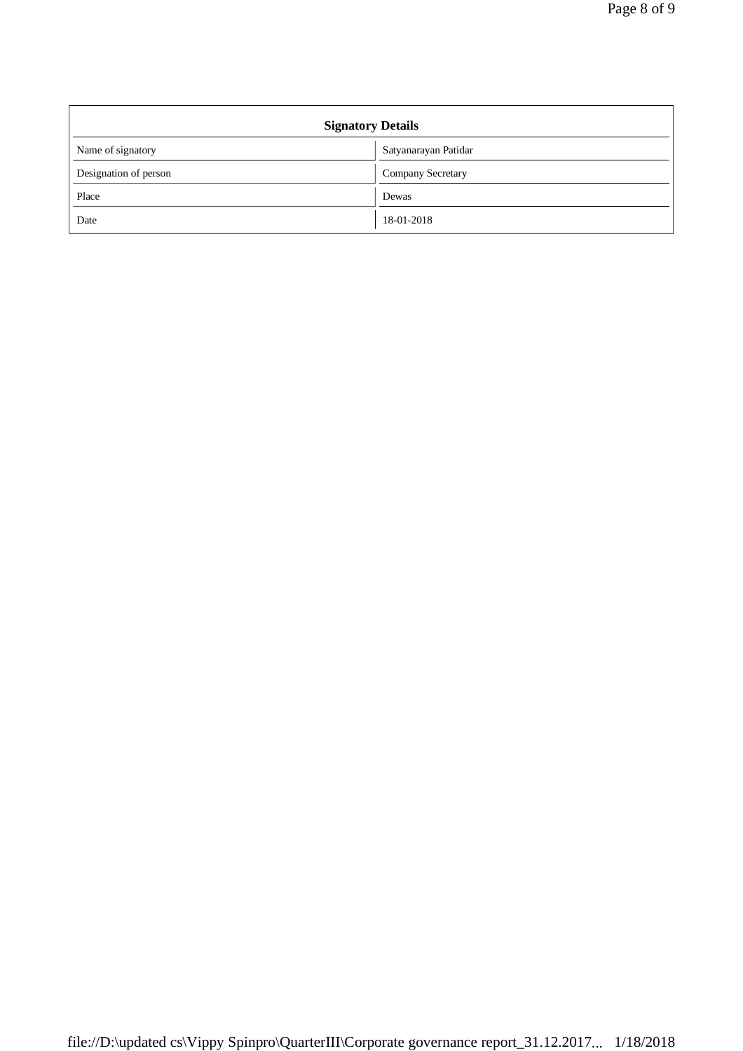| Signatory Details | |
|---|---|
| Name of signatory | Satyanarayan Patidar |
| Designation of person | Company Secretary |
| Place | Dewas |
| Date | 18-01-2018 |